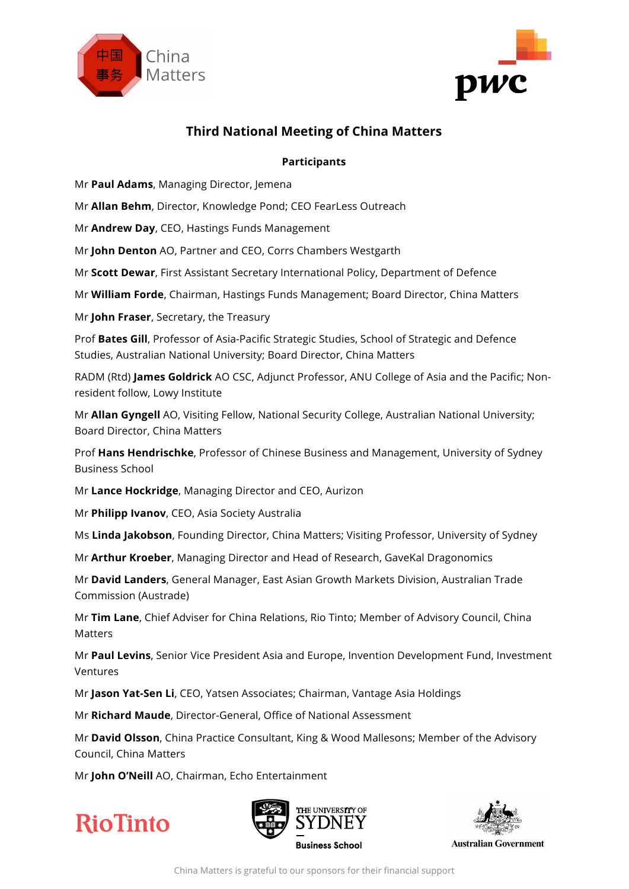## Third National Meeting of China Matters

**Participants**

Mr **Paul Adams**, Managing Director, Jemena

Mr **Allan Behm**, Director, Knowledge Pond; CEO FearLess Outreach

Mr **Andrew Day**, CEO, Hastings Funds Management

Mr **John Denton** AO, Partner and CEO, Corrs Chambers Westgarth

Mr **Scott Dewar**, First Assistant Secretary International Policy, Department of Defence

Mr **William Forde**, Chairman, Hastings Funds Management; Board Director, China Matters

Mr **John Fraser**, Secretary, the Treasury

Prof **Bates Gill**, Professor of Asia-Pacific Strategic Studies, School of Strategic and Defence Studies, Australian National University; Board Director, China Matters

RADM (Rtd) **James Goldrick** AO CSC, Adjunct Professor, ANU College of Asia and the Pacific; Non-resident follow, Lowy Institute

Mr **Allan Gyngell** AO, Visiting Fellow, National Security College, Australian National University; Board Director, China Matters

Prof **Hans Hendrischke**, Professor of Chinese Business and Management, University of Sydney Business School

Mr **Lance Hockridge**, Managing Director and CEO, Aurizon

Mr **Philipp Ivanov**, CEO, Asia Society Australia

Ms **Linda Jakobson**, Founding Director, China Matters; Visiting Professor, University of Sydney

Mr **Arthur Kroeber**, Managing Director and Head of Research, GaveKal Dragonomics

Mr **David Landers**, General Manager, East Asian Growth Markets Division, Australian Trade Commission (Austrade)

Mr **Tim Lane**, Chief Adviser for China Relations, Rio Tinto; Member of Advisory Council, China Matters

Mr **Paul Levins**, Senior Vice President Asia and Europe, Invention Development Fund, Investment Ventures

Mr **Jason Yat-Sen Li**, CEO, Yatsen Associates; Chairman, Vantage Asia Holdings

Mr **Richard Maude**, Director-General, Office of National Assessment

Mr **David Olsson**, China Practice Consultant, King & Wood Mallesons; Member of the Advisory Council, China Matters

Mr **John O'Neill** AO, Chairman, Echo Entertainment

China Matters is grateful to our sponsors for their financial support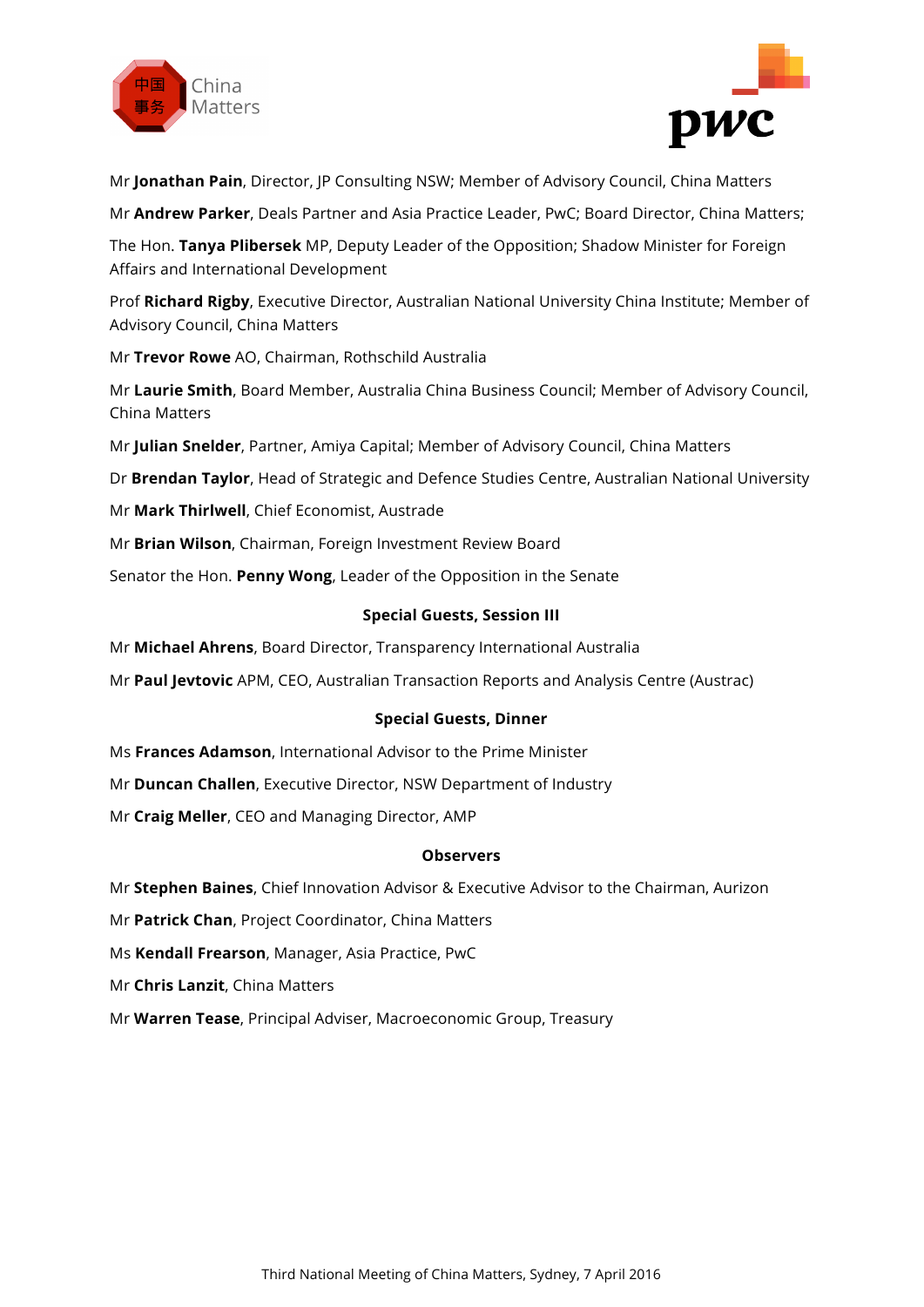Mr **Jonathan Pain**, Director, JP Consulting NSW; Member of Advisory Council, China Matters

Mr **Andrew Parker**, Deals Partner and Asia Practice Leader, PwC; Board Director, China Matters;

The Hon. **Tanya Plibersek** MP, Deputy Leader of the Opposition; Shadow Minister for Foreign Affairs and International Development

Prof **Richard Rigby**, Executive Director, Australian National University China Institute; Member of Advisory Council, China Matters

Mr **Trevor Rowe** AO, Chairman, Rothschild Australia

Mr **Laurie Smith**, Board Member, Australia China Business Council; Member of Advisory Council, China Matters

Mr **Julian Snelder**, Partner, Amiya Capital; Member of Advisory Council, China Matters

Dr **Brendan Taylor**, Head of Strategic and Defence Studies Centre, Australian National University

Mr **Mark Thirlwell**, Chief Economist, Austrade

Mr **Brian Wilson**, Chairman, Foreign Investment Review Board

Senator the Hon. **Penny Wong**, Leader of the Opposition in the Senate

**Special Guests, Session III**

Mr **Michael Ahrens**, Board Director, Transparency International Australia

Mr **Paul Jevtovic** APM, CEO, Australian Transaction Reports and Analysis Centre (Austrac)

**Special Guests, Dinner**

Ms **Frances Adamson**, International Advisor to the Prime Minister

Mr **Duncan Challen**, Executive Director, NSW Department of Industry

Mr **Craig Meller**, CEO and Managing Director, AMP

**Observers**

Mr **Stephen Baines**, Chief Innovation Advisor & Executive Advisor to the Chairman, Aurizon

Mr **Patrick Chan**, Project Coordinator, China Matters

Ms **Kendall Frearson**, Manager, Asia Practice, PwC

Mr **Chris Lanzit**, China Matters

Mr **Warren Tease**, Principal Adviser, Macroeconomic Group, Treasury